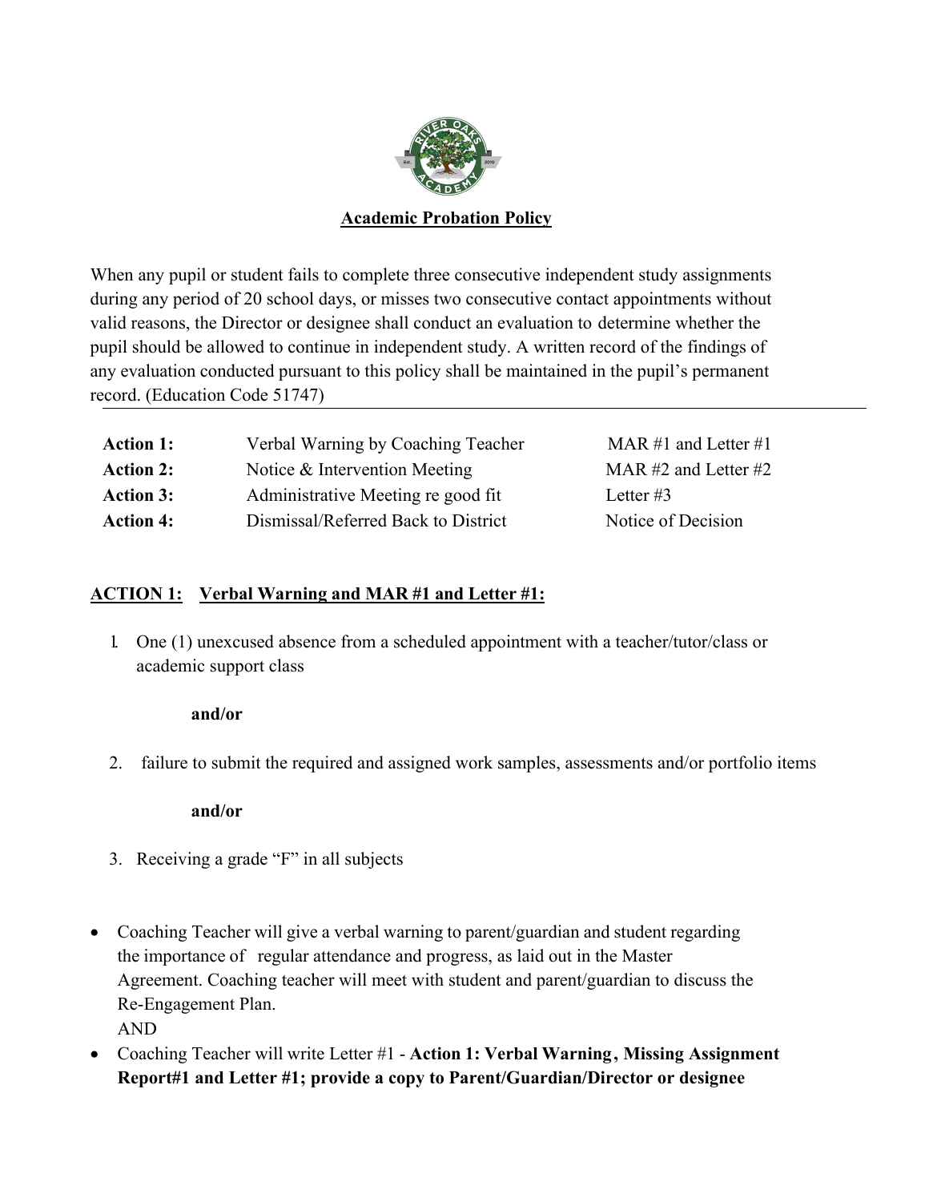# Academic Probation Policy

When any pupil or student fails to complete three consecutive independent study assignments during any period of 20 school days, or misses two consecutive contact appointments without valid reasons, the Director or designee shall conduct an evaluation to determine whether the pupil should be allowed to continue in independent study. A written record of the findings of any evaluation conducted pursuant to this policy shall be maintained in the pupil's permanent record. (Education Code 51747)

| | | |
|---|---|---|
| **Action 1:** | Verbal Warning by Coaching Teacher | MAR #1 and Letter #1 |
| **Action 2:** | Notice & Intervention Meeting | MAR #2 and Letter #2 |
| **Action 3:** | Administrative Meeting re good fit | Letter #3 |
| **Action 4:** | Dismissal/Referred Back to District | Notice of Decision |

## ACTION 1: Verbal Warning and MAR #1 and Letter #1:

1. One (1) unexcused absence from a scheduled appointment with a teacher/tutor/class or academic support class

   **and/or**

2. failure to submit the required and assigned work samples, assessments and/or portfolio items

   **and/or**

3. Receiving a grade "F" in all subjects

- Coaching Teacher will give a verbal warning to parent/guardian and student regarding the importance of regular attendance and progress, as laid out in the Master Agreement. Coaching teacher will meet with student and parent/guardian to discuss the Re-Engagement Plan.
  AND
- Coaching Teacher will write Letter #1 - **Action 1: Verbal Warning, Missing Assignment Report#1 and Letter #1; provide a copy to Parent/Guardian/Director or designee**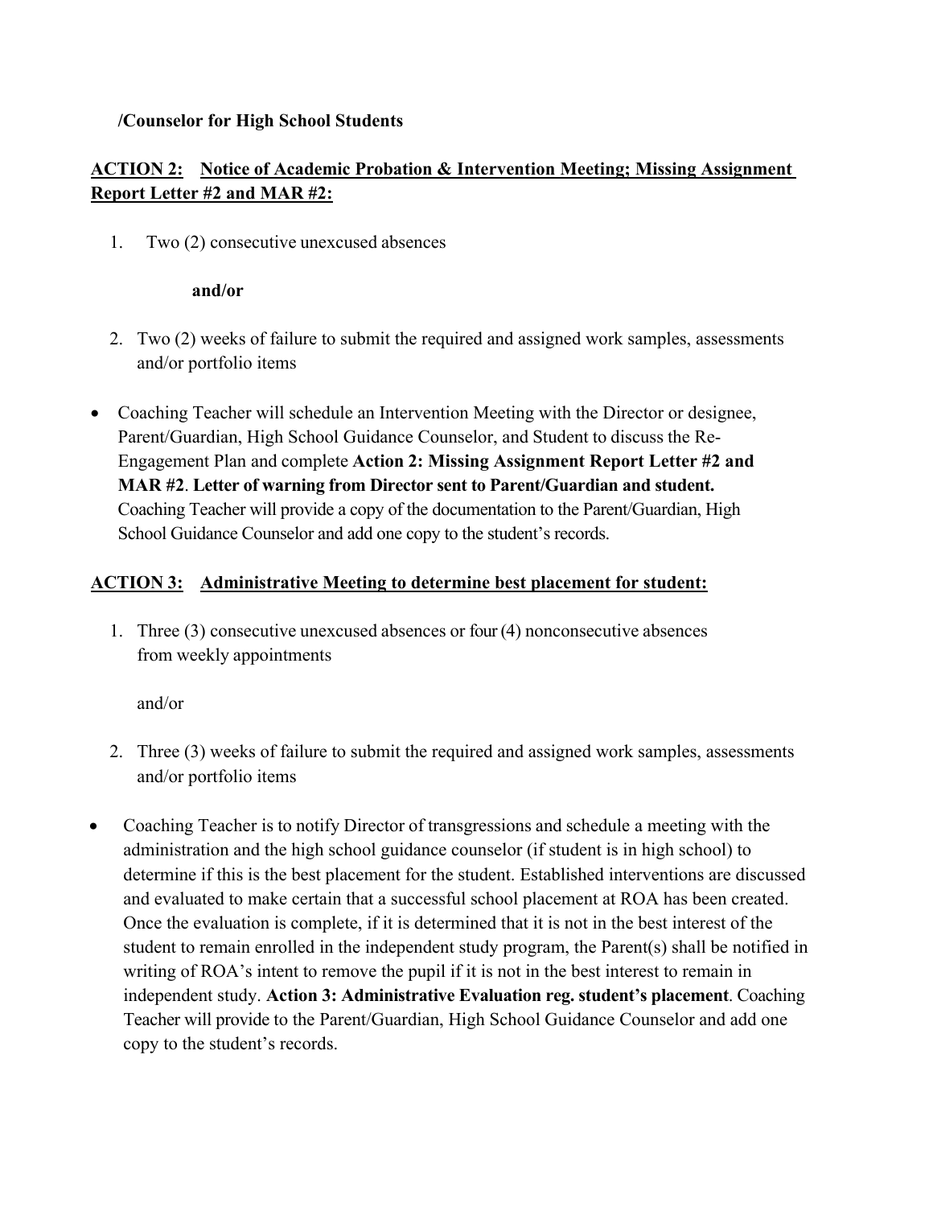**/Counselor for High School Students**

**ACTION 2: Notice of Academic Probation & Intervention Meeting; Missing Assignment Report Letter #2 and MAR #2:**

1. Two (2) consecutive unexcused absences

   **and/or**

2. Two (2) weeks of failure to submit the required and assigned work samples, assessments and/or portfolio items

- Coaching Teacher will schedule an Intervention Meeting with the Director or designee, Parent/Guardian, High School Guidance Counselor, and Student to discuss the Re-Engagement Plan and complete **Action 2: Missing Assignment Report Letter #2 and MAR #2**. **Letter of warning from Director sent to Parent/Guardian and student.** Coaching Teacher will provide a copy of the documentation to the Parent/Guardian, High School Guidance Counselor and add one copy to the student's records.

**ACTION 3: Administrative Meeting to determine best placement for student:**

1. Three (3) consecutive unexcused absences or four (4) nonconsecutive absences from weekly appointments

   and/or

2. Three (3) weeks of failure to submit the required and assigned work samples, assessments and/or portfolio items

- Coaching Teacher is to notify Director of transgressions and schedule a meeting with the administration and the high school guidance counselor (if student is in high school) to determine if this is the best placement for the student. Established interventions are discussed and evaluated to make certain that a successful school placement at ROA has been created. Once the evaluation is complete, if it is determined that it is not in the best interest of the student to remain enrolled in the independent study program, the Parent(s) shall be notified in writing of ROA's intent to remove the pupil if it is not in the best interest to remain in independent study. **Action 3: Administrative Evaluation reg. student's placement**. Coaching Teacher will provide to the Parent/Guardian, High School Guidance Counselor and add one copy to the student's records.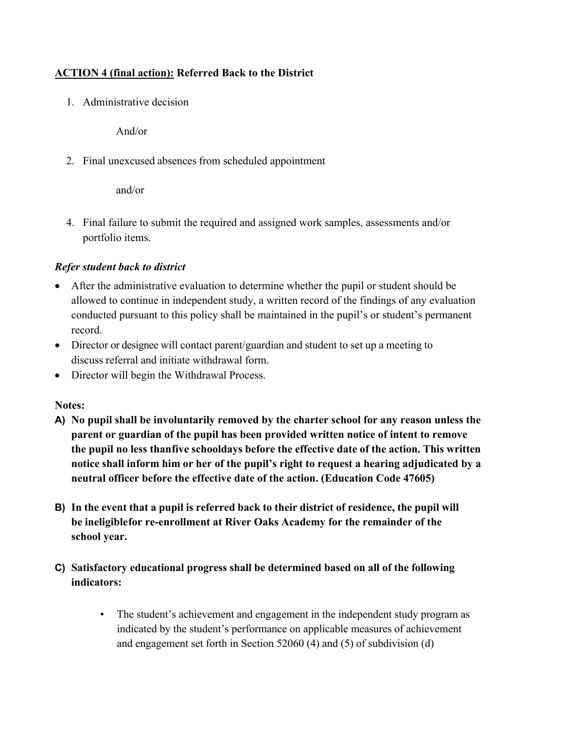**ACTION 4 (final action):** **Referred Back to the District**

1. Administrative decision

   And/or

2. Final unexcused absences from scheduled appointment

   and/or

4. Final failure to submit the required and assigned work samples, assessments and/or portfolio items.

***Refer student back to district***

- After the administrative evaluation to determine whether the pupil or student should be allowed to continue in independent study, a written record of the findings of any evaluation conducted pursuant to this policy shall be maintained in the pupil's or student's permanent record.
- Director or designee will contact parent/guardian and student to set up a meeting to discuss referral and initiate withdrawal form.
- Director will begin the Withdrawal Process.

**Notes:**

**A) No pupil shall be involuntarily removed by the charter school for any reason unless the parent or guardian of the pupil has been provided written notice of intent to remove the pupil no less thanfive schooldays before the effective date of the action. This written notice shall inform him or her of the pupil's right to request a hearing adjudicated by a neutral officer before the effective date of the action. (Education Code 47605)**

**B) In the event that a pupil is referred back to their district of residence, the pupil will be ineligiblefor re-enrollment at River Oaks Academy for the remainder of the school year.**

**C) Satisfactory educational progress shall be determined based on all of the following indicators:**

- The student's achievement and engagement in the independent study program as indicated by the student's performance on applicable measures of achievement and engagement set forth in Section 52060 (4) and (5) of subdivision (d)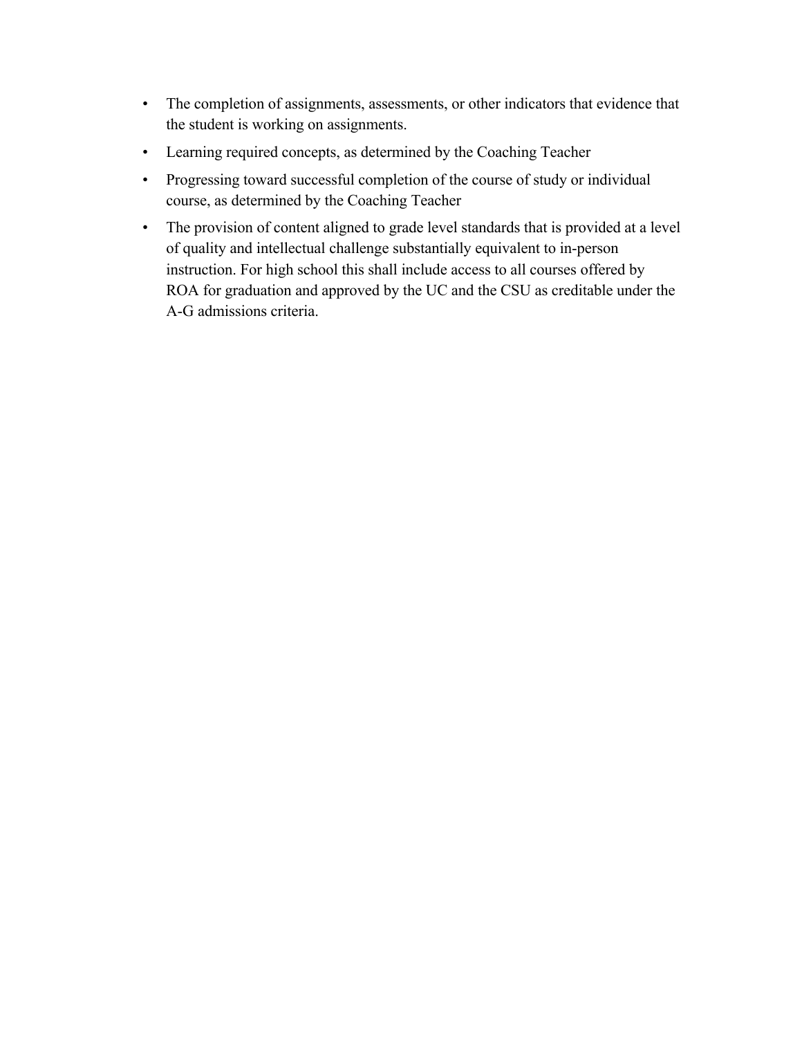- The completion of assignments, assessments, or other indicators that evidence that the student is working on assignments.
- Learning required concepts, as determined by the Coaching Teacher
- Progressing toward successful completion of the course of study or individual course, as determined by the Coaching Teacher
- The provision of content aligned to grade level standards that is provided at a level of quality and intellectual challenge substantially equivalent to in-person instruction. For high school this shall include access to all courses offered by ROA for graduation and approved by the UC and the CSU as creditable under the A-G admissions criteria.